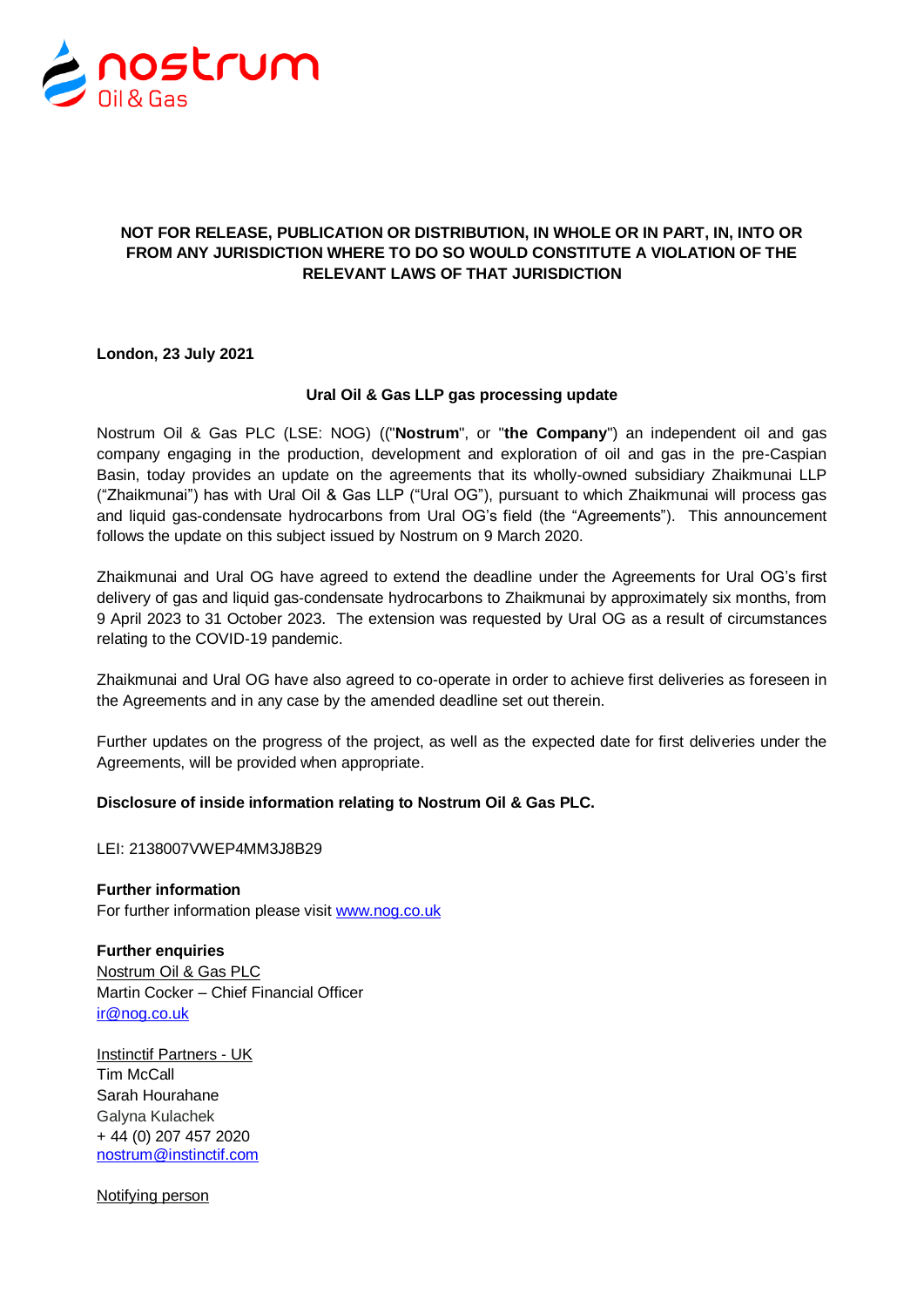**NOT FOR RELEASE, PUBLICATION OR DISTRIBUTION, IN WHOLE OR IN PART, IN, INTO OR FROM ANY JURISDICTION WHERE TO DO SO WOULD CONSTITUTE A VIOLATION OF THE RELEVANT LAWS OF THAT JURISDICTION**

**London, 23 July 2021**

**Ural Oil & Gas LLP gas processing update**

Nostrum Oil & Gas PLC (LSE: NOG) (("**Nostrum**", or "**the Company**") an independent oil and gas company engaging in the production, development and exploration of oil and gas in the pre-Caspian Basin, today provides an update on the agreements that its wholly-owned subsidiary Zhaikmunai LLP ("Zhaikmunai") has with Ural Oil & Gas LLP ("Ural OG"), pursuant to which Zhaikmunai will process gas and liquid gas-condensate hydrocarbons from Ural OG's field (the "Agreements"). This announcement follows the update on this subject issued by Nostrum on 9 March 2020.

Zhaikmunai and Ural OG have agreed to extend the deadline under the Agreements for Ural OG's first delivery of gas and liquid gas-condensate hydrocarbons to Zhaikmunai by approximately six months, from 9 April 2023 to 31 October 2023. The extension was requested by Ural OG as a result of circumstances relating to the COVID-19 pandemic.

Zhaikmunai and Ural OG have also agreed to co-operate in order to achieve first deliveries as foreseen in the Agreements and in any case by the amended deadline set out therein.

Further updates on the progress of the project, as well as the expected date for first deliveries under the Agreements, will be provided when appropriate.

**Disclosure of inside information relating to Nostrum Oil & Gas PLC.**

LEI: 2138007VWEP4MM3J8B29

**Further information**
For further information please visit www.nog.co.uk

**Further enquiries**
Nostrum Oil & Gas PLC
Martin Cocker – Chief Financial Officer
ir@nog.co.uk

Instinctif Partners - UK
Tim McCall
Sarah Hourahane
Galyna Kulachek
+ 44 (0) 207 457 2020
nostrum@instinctif.com

Notifying person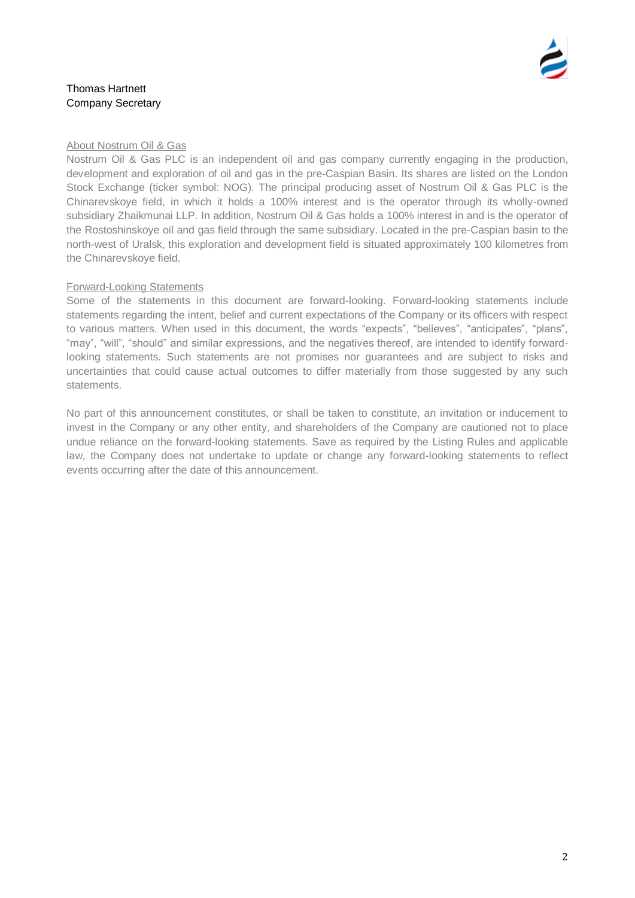Thomas Hartnett
Company Secretary

## About Nostrum Oil & Gas

Nostrum Oil & Gas PLC is an independent oil and gas company currently engaging in the production, development and exploration of oil and gas in the pre-Caspian Basin. Its shares are listed on the London Stock Exchange (ticker symbol: NOG). The principal producing asset of Nostrum Oil & Gas PLC is the Chinarevskoye field, in which it holds a 100% interest and is the operator through its wholly-owned subsidiary Zhaikmunai LLP. In addition, Nostrum Oil & Gas holds a 100% interest in and is the operator of the Rostoshinskoye oil and gas field through the same subsidiary. Located in the pre-Caspian basin to the north-west of Uralsk, this exploration and development field is situated approximately 100 kilometres from the Chinarevskoye field.

## Forward-Looking Statements

Some of the statements in this document are forward-looking. Forward-looking statements include statements regarding the intent, belief and current expectations of the Company or its officers with respect to various matters. When used in this document, the words "expects", "believes", "anticipates", "plans", "may", "will", "should" and similar expressions, and the negatives thereof, are intended to identify forward-looking statements. Such statements are not promises nor guarantees and are subject to risks and uncertainties that could cause actual outcomes to differ materially from those suggested by any such statements.

No part of this announcement constitutes, or shall be taken to constitute, an invitation or inducement to invest in the Company or any other entity, and shareholders of the Company are cautioned not to place undue reliance on the forward-looking statements. Save as required by the Listing Rules and applicable law, the Company does not undertake to update or change any forward-looking statements to reflect events occurring after the date of this announcement.